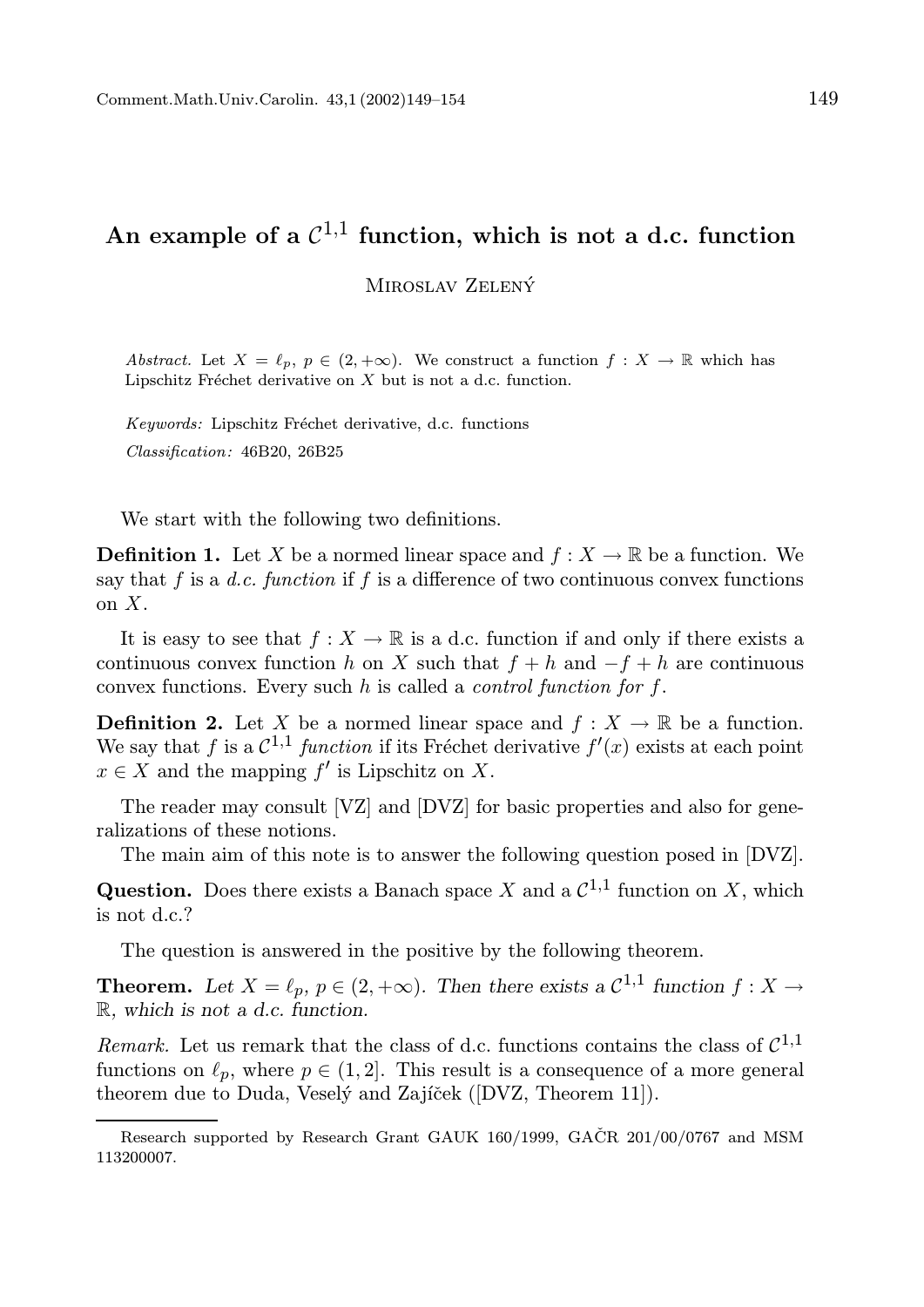# An example of a $\mathcal{C}^{1,1}$ function, which is not a d.c. function

Miroslav Zelený

*Abstract.* Let $X = \ell_p$, $p \in (2, +\infty)$. We construct a function $f : X \to \mathbb{R}$ which has Lipschitz Fréchet derivative on $X$ but is not a d.c. function.

*Keywords:* Lipschitz Fréchet derivative, d.c. functions

*Classification:* 46B20, 26B25

We start with the following two definitions.

**Definition 1.** Let $X$ be a normed linear space and $f : X \to \mathbb{R}$ be a function. We say that $f$ is a *d.c. function* if $f$ is a difference of two continuous convex functions on $X$.

It is easy to see that $f : X \to \mathbb{R}$ is a d.c. function if and only if there exists a continuous convex function $h$ on $X$ such that $f + h$ and $-f + h$ are continuous convex functions. Every such $h$ is called a *control function for* $f$.

**Definition 2.** Let $X$ be a normed linear space and $f : X \to \mathbb{R}$ be a function. We say that $f$ is a $\mathcal{C}^{1,1}$ *function* if its Fréchet derivative $f'(x)$ exists at each point $x \in X$ and the mapping $f'$ is Lipschitz on $X$.

The reader may consult [VZ] and [DVZ] for basic properties and also for generalizations of these notions.

The main aim of this note is to answer the following question posed in [DVZ].

**Question.** Does there exists a Banach space $X$ and a $\mathcal{C}^{1,1}$ function on $X$, which is not d.c.?

The question is answered in the positive by the following theorem.

**Theorem.** *Let $X = \ell_p$, $p \in (2, +\infty)$. Then there exists a $\mathcal{C}^{1,1}$ function $f : X \to \mathbb{R}$, which is not a d.c. function.*

*Remark.* Let us remark that the class of d.c. functions contains the class of $\mathcal{C}^{1,1}$ functions on $\ell_p$, where $p \in (1, 2]$. This result is a consequence of a more general theorem due to Duda, Veselý and Zajíček ([DVZ, Theorem 11]).

---

Research supported by Research Grant GAUK 160/1999, GAČR 201/00/0767 and MSM 113200007.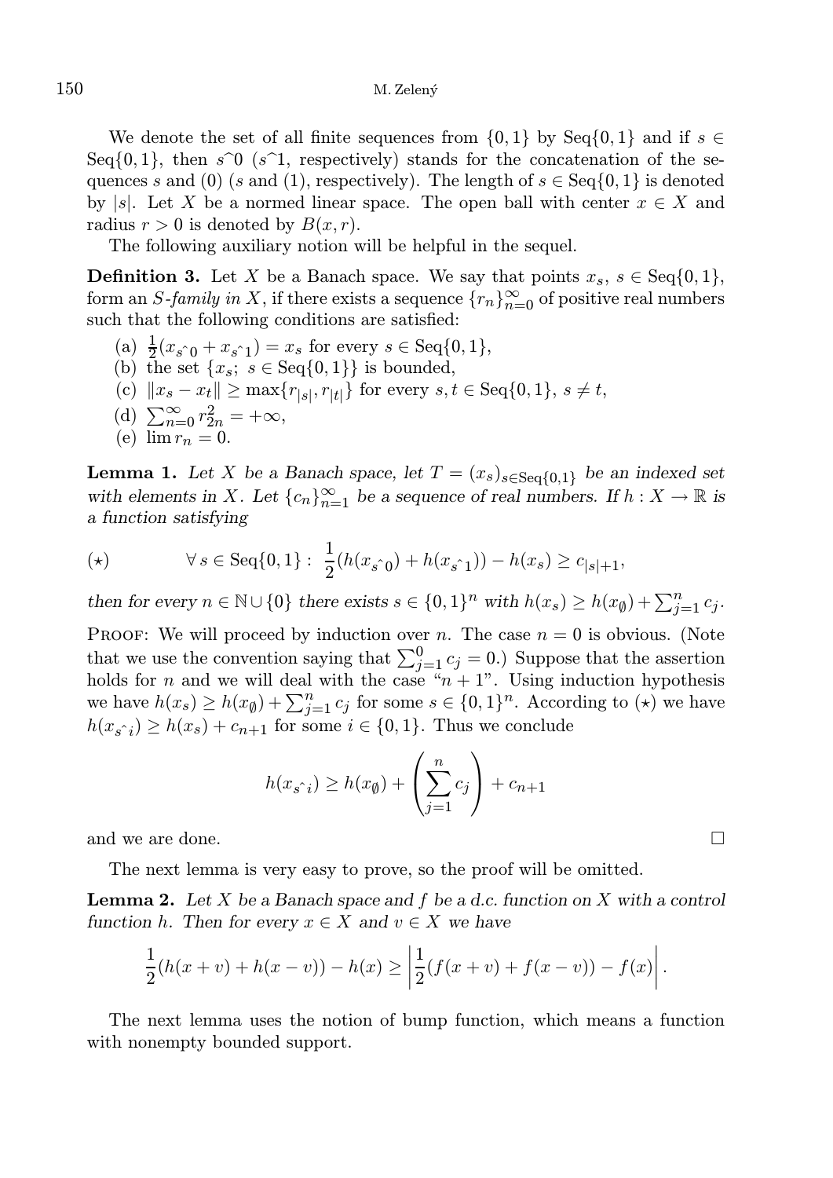We denote the set of all finite sequences from $\{0,1\}$ by $\mathrm{Seq}\{0,1\}$ and if $s \in \mathrm{Seq}\{0,1\}$, then $s\hat{\ }0$ ($s\hat{\ }1$, respectively) stands for the concatenation of the sequences $s$ and $(0)$ ($s$ and $(1)$, respectively). The length of $s \in \mathrm{Seq}\{0,1\}$ is denoted by $|s|$. Let $X$ be a normed linear space. The open ball with center $x \in X$ and radius $r > 0$ is denoted by $B(x,r)$.

The following auxiliary notion will be helpful in the sequel.

**Definition 3.** Let $X$ be a Banach space. We say that points $x_s$, $s \in \mathrm{Seq}\{0,1\}$, form an *S-family in* $X$, if there exists a sequence $\{r_n\}_{n=0}^{\infty}$ of positive real numbers such that the following conditions are satisfied:

- (a) $\frac{1}{2}(x_{s\hat{\ }0} + x_{s\hat{\ }1}) = x_s$ for every $s \in \mathrm{Seq}\{0,1\}$,
- (b) the set $\{x_s;\ s \in \mathrm{Seq}\{0,1\}\}$ is bounded,
- (c) $\|x_s - x_t\| \geq \max\{r_{|s|}, r_{|t|}\}$ for every $s,t \in \mathrm{Seq}\{0,1\}$, $s \neq t$,
- (d) $\sum_{n=0}^{\infty} r_{2n}^2 = +\infty$,
- (e) $\lim r_n = 0$.

**Lemma 1.** *Let $X$ be a Banach space, let $T = (x_s)_{s \in \mathrm{Seq}\{0,1\}}$ be an indexed set with elements in $X$. Let $\{c_n\}_{n=1}^{\infty}$ be a sequence of real numbers. If $h : X \to \mathbb{R}$ is a function satisfying*

$$(\star) \qquad \forall\, s \in \mathrm{Seq}\{0,1\} : \ \frac{1}{2}(h(x_{s\hat{\ }0}) + h(x_{s\hat{\ }1})) - h(x_s) \geq c_{|s|+1},$$

*then for every $n \in \mathbb{N} \cup \{0\}$ there exists $s \in \{0,1\}^n$ with $h(x_s) \geq h(x_\emptyset) + \sum_{j=1}^{n} c_j$.*

Proof: We will proceed by induction over $n$. The case $n = 0$ is obvious. (Note that we use the convention saying that $\sum_{j=1}^{0} c_j = 0$.) Suppose that the assertion holds for $n$ and we will deal with the case "$n+1$". Using induction hypothesis we have $h(x_s) \geq h(x_\emptyset) + \sum_{j=1}^{n} c_j$ for some $s \in \{0,1\}^n$. According to $(\star)$ we have $h(x_{s\hat{\ }i}) \geq h(x_s) + c_{n+1}$ for some $i \in \{0,1\}$. Thus we conclude

$$h(x_{s\hat{\ }i}) \geq h(x_\emptyset) + \left( \sum_{j=1}^{n} c_j \right) + c_{n+1}$$

and we are done. $\square$

The next lemma is very easy to prove, so the proof will be omitted.

**Lemma 2.** *Let $X$ be a Banach space and $f$ be a d.c. function on $X$ with a control function $h$. Then for every $x \in X$ and $v \in X$ we have*

$$\frac{1}{2}(h(x+v) + h(x-v)) - h(x) \geq \left| \frac{1}{2}(f(x+v) + f(x-v)) - f(x) \right|.$$

The next lemma uses the notion of bump function, which means a function with nonempty bounded support.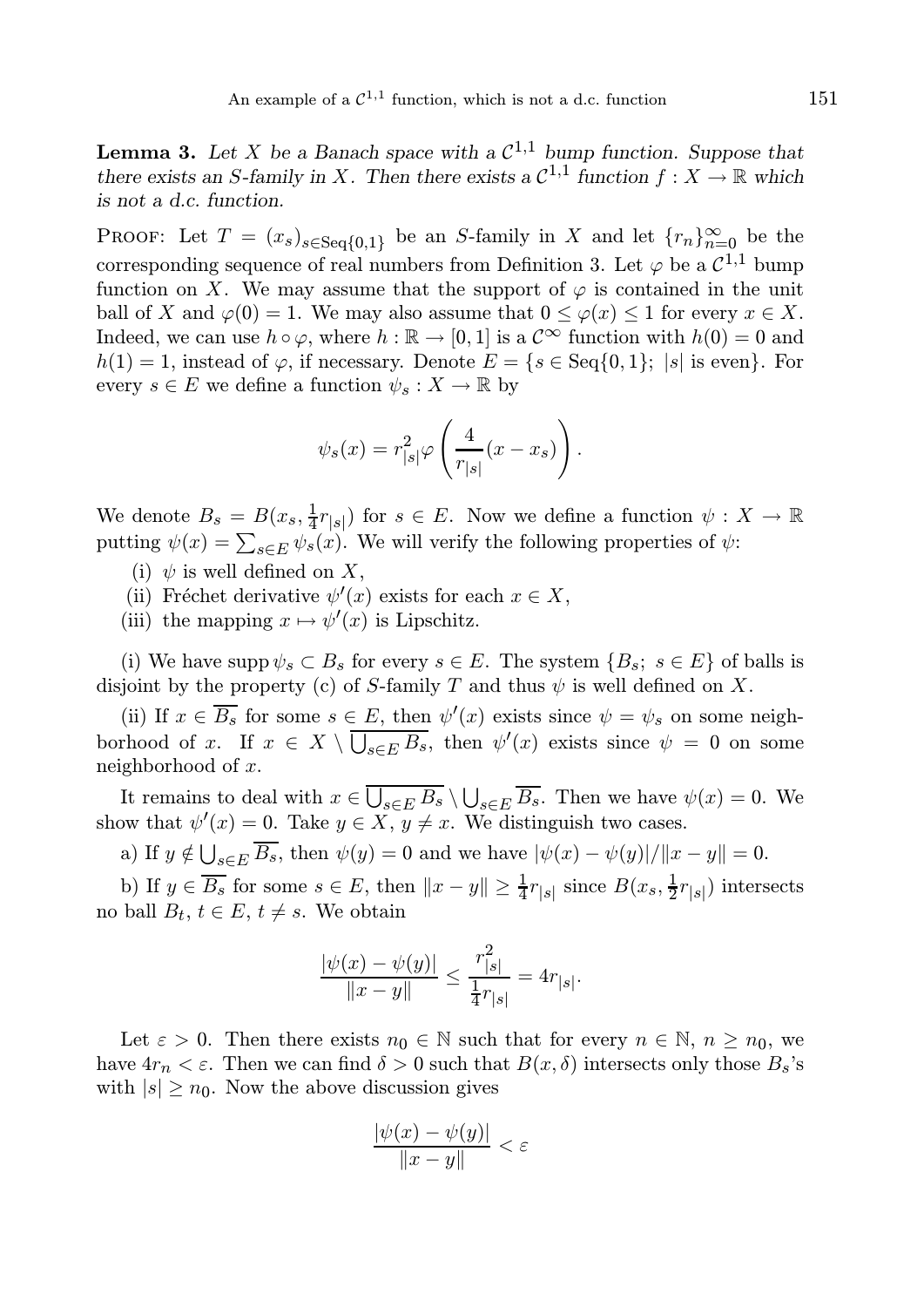**Lemma 3.** *Let $X$ be a Banach space with a $\mathcal{C}^{1,1}$ bump function. Suppose that there exists an $S$-family in $X$. Then there exists a $\mathcal{C}^{1,1}$ function $f : X \to \mathbb{R}$ which is not a d.c. function.*

Proof: Let $T = (x_s)_{s \in \mathrm{Seq}\{0,1\}}$ be an $S$-family in $X$ and let $\{r_n\}_{n=0}^{\infty}$ be the corresponding sequence of real numbers from Definition 3. Let $\varphi$ be a $\mathcal{C}^{1,1}$ bump function on $X$. We may assume that the support of $\varphi$ is contained in the unit ball of $X$ and $\varphi(0) = 1$. We may also assume that $0 \le \varphi(x) \le 1$ for every $x \in X$. Indeed, we can use $h \circ \varphi$, where $h : \mathbb{R} \to [0,1]$ is a $\mathcal{C}^{\infty}$ function with $h(0) = 0$ and $h(1) = 1$, instead of $\varphi$, if necessary. Denote $E = \{s \in \mathrm{Seq}\{0,1\};\ |s| \text{ is even}\}$. For every $s \in E$ we define a function $\psi_s : X \to \mathbb{R}$ by

$$\psi_s(x) = r_{|s|}^2 \varphi\left(\frac{4}{r_{|s|}}(x - x_s)\right).$$

We denote $B_s = B(x_s, \frac{1}{4} r_{|s|})$ for $s \in E$. Now we define a function $\psi : X \to \mathbb{R}$ putting $\psi(x) = \sum_{s \in E} \psi_s(x)$. We will verify the following properties of $\psi$:

(i) $\psi$ is well defined on $X$,

(ii) Fréchet derivative $\psi'(x)$ exists for each $x \in X$,

(iii) the mapping $x \mapsto \psi'(x)$ is Lipschitz.

(i) We have $\operatorname{supp} \psi_s \subset B_s$ for every $s \in E$. The system $\{B_s;\ s \in E\}$ of balls is disjoint by the property (c) of $S$-family $T$ and thus $\psi$ is well defined on $X$.

(ii) If $x \in \overline{B_s}$ for some $s \in E$, then $\psi'(x)$ exists since $\psi = \psi_s$ on some neighborhood of $x$. If $x \in X \setminus \overline{\bigcup_{s \in E} B_s}$, then $\psi'(x)$ exists since $\psi = 0$ on some neighborhood of $x$.

It remains to deal with $x \in \overline{\bigcup_{s \in E} B_s} \setminus \bigcup_{s \in E} \overline{B_s}$. Then we have $\psi(x) = 0$. We show that $\psi'(x) = 0$. Take $y \in X$, $y \neq x$. We distinguish two cases.

a) If $y \notin \bigcup_{s \in E} \overline{B_s}$, then $\psi(y) = 0$ and we have $|\psi(x) - \psi(y)|/\|x - y\| = 0$.

b) If $y \in \overline{B_s}$ for some $s \in E$, then $\|x - y\| \ge \frac{1}{4} r_{|s|}$ since $B(x_s, \frac{1}{2} r_{|s|})$ intersects no ball $B_t$, $t \in E$, $t \neq s$. We obtain

$$\frac{|\psi(x) - \psi(y)|}{\|x - y\|} \le \frac{r_{|s|}^2}{\frac{1}{4} r_{|s|}} = 4 r_{|s|}.$$

Let $\varepsilon > 0$. Then there exists $n_0 \in \mathbb{N}$ such that for every $n \in \mathbb{N}$, $n \ge n_0$, we have $4 r_n < \varepsilon$. Then we can find $\delta > 0$ such that $B(x, \delta)$ intersects only those $B_s$'s with $|s| \ge n_0$. Now the above discussion gives

$$\frac{|\psi(x) - \psi(y)|}{\|x - y\|} < \varepsilon$$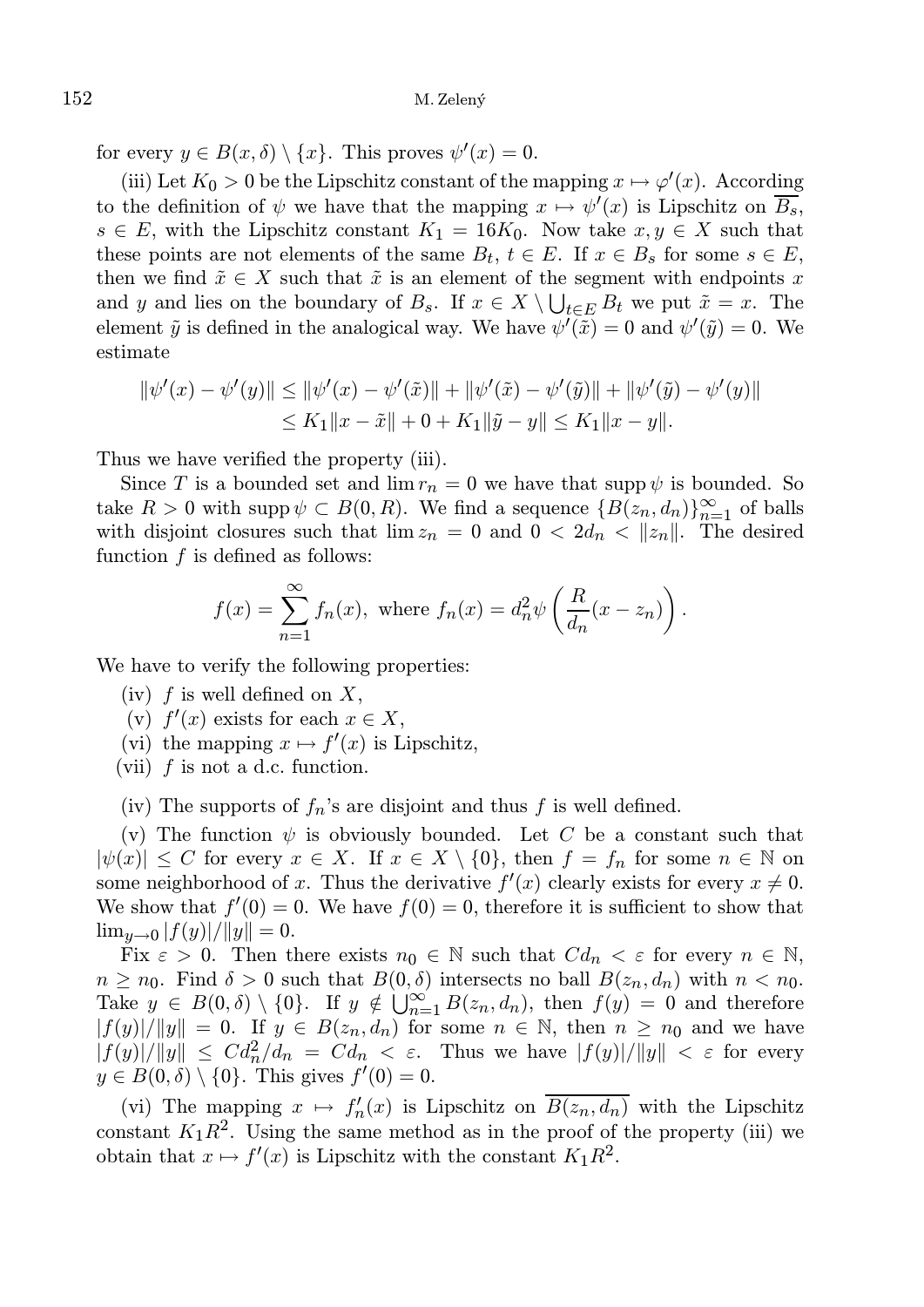for every $y \in B(x,\delta) \setminus \{x\}$. This proves $\psi'(x) = 0$.

(iii) Let $K_0 > 0$ be the Lipschitz constant of the mapping $x \mapsto \varphi'(x)$. According to the definition of $\psi$ we have that the mapping $x \mapsto \psi'(x)$ is Lipschitz on $\overline{B_s}$, $s \in E$, with the Lipschitz constant $K_1 = 16K_0$. Now take $x, y \in X$ such that these points are not elements of the same $B_t$, $t \in E$. If $x \in B_s$ for some $s \in E$, then we find $\tilde{x} \in X$ such that $\tilde{x}$ is an element of the segment with endpoints $x$ and $y$ and lies on the boundary of $B_s$. If $x \in X \setminus \bigcup_{t \in E} B_t$ we put $\tilde{x} = x$. The element $\tilde{y}$ is defined in the analogical way. We have $\psi'(\tilde{x}) = 0$ and $\psi'(\tilde{y}) = 0$. We estimate

$$
\begin{aligned}
\|\psi'(x) - \psi'(y)\| &\le \|\psi'(x) - \psi'(\tilde{x})\| + \|\psi'(\tilde{x}) - \psi'(\tilde{y})\| + \|\psi'(\tilde{y}) - \psi'(y)\| \\
&\le K_1\|x - \tilde{x}\| + 0 + K_1\|\tilde{y} - y\| \le K_1\|x - y\|.
\end{aligned}
$$

Thus we have verified the property (iii).

Since $T$ is a bounded set and $\lim r_n = 0$ we have that $\operatorname{supp} \psi$ is bounded. So take $R > 0$ with $\operatorname{supp} \psi \subset B(0,R)$. We find a sequence $\{B(z_n, d_n)\}_{n=1}^{\infty}$ of balls with disjoint closures such that $\lim z_n = 0$ and $0 < 2d_n < \|z_n\|$. The desired function $f$ is defined as follows:

$$
f(x) = \sum_{n=1}^{\infty} f_n(x), \text{ where } f_n(x) = d_n^2 \psi\left(\frac{R}{d_n}(x - z_n)\right).
$$

We have to verify the following properties:

- (iv) $f$ is well defined on $X$,
- (v) $f'(x)$ exists for each $x \in X$,
- (vi) the mapping $x \mapsto f'(x)$ is Lipschitz,
- (vii) $f$ is not a d.c. function.

(iv) The supports of $f_n$'s are disjoint and thus $f$ is well defined.

(v) The function $\psi$ is obviously bounded. Let $C$ be a constant such that $|\psi(x)| \le C$ for every $x \in X$. If $x \in X \setminus \{0\}$, then $f = f_n$ for some $n \in \mathbb{N}$ on some neighborhood of $x$. Thus the derivative $f'(x)$ clearly exists for every $x \ne 0$. We show that $f'(0) = 0$. We have $f(0) = 0$, therefore it is sufficient to show that $\lim_{y \to 0} |f(y)|/\|y\| = 0$.

Fix $\varepsilon > 0$. Then there exists $n_0 \in \mathbb{N}$ such that $Cd_n < \varepsilon$ for every $n \in \mathbb{N}$, $n \ge n_0$. Find $\delta > 0$ such that $B(0,\delta)$ intersects no ball $B(z_n, d_n)$ with $n < n_0$. Take $y \in B(0,\delta) \setminus \{0\}$. If $y \notin \bigcup_{n=1}^{\infty} B(z_n, d_n)$, then $f(y) = 0$ and therefore $|f(y)|/\|y\| = 0$. If $y \in B(z_n, d_n)$ for some $n \in \mathbb{N}$, then $n \ge n_0$ and we have $|f(y)|/\|y\| \le Cd_n^2/d_n = Cd_n < \varepsilon$. Thus we have $|f(y)|/\|y\| < \varepsilon$ for every $y \in B(0,\delta) \setminus \{0\}$. This gives $f'(0) = 0$.

(vi) The mapping $x \mapsto f_n'(x)$ is Lipschitz on $\overline{B(z_n, d_n)}$ with the Lipschitz constant $K_1 R^2$. Using the same method as in the proof of the property (iii) we obtain that $x \mapsto f'(x)$ is Lipschitz with the constant $K_1 R^2$.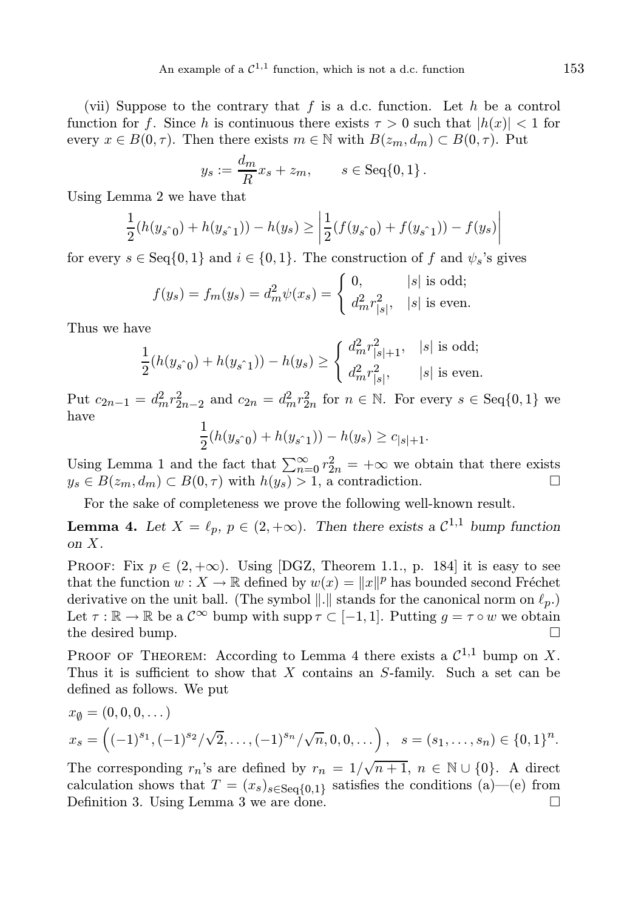(vii) Suppose to the contrary that $f$ is a d.c. function. Let $h$ be a control function for $f$. Since $h$ is continuous there exists $\tau > 0$ such that $|h(x)| < 1$ for every $x \in B(0,\tau)$. Then there exists $m \in \mathbb{N}$ with $B(z_m, d_m) \subset B(0,\tau)$. Put

$$y_s := \frac{d_m}{R} x_s + z_m, \qquad s \in \operatorname{Seq}\{0,1\}.$$

Using Lemma 2 we have that

$$\frac{1}{2}(h(y_{s\hat{\ }0}) + h(y_{s\hat{\ }1})) - h(y_s) \geq \left| \frac{1}{2}(f(y_{s\hat{\ }0}) + f(y_{s\hat{\ }1})) - f(y_s) \right|$$

for every $s \in \operatorname{Seq}\{0,1\}$ and $i \in \{0,1\}$. The construction of $f$ and $\psi_s$'s gives

$$f(y_s) = f_m(y_s) = d_m^2 \psi(x_s) = \begin{cases} 0, & |s| \text{ is odd;} \\ d_m^2 r_{|s|}^2, & |s| \text{ is even.} \end{cases}$$

Thus we have

$$\frac{1}{2}(h(y_{s\hat{\ }0}) + h(y_{s\hat{\ }1})) - h(y_s) \geq \begin{cases} d_m^2 r_{|s|+1}^2, & |s| \text{ is odd;} \\ d_m^2 r_{|s|}^2, & |s| \text{ is even.} \end{cases}$$

Put $c_{2n-1} = d_m^2 r_{2n-2}^2$ and $c_{2n} = d_m^2 r_{2n}^2$ for $n \in \mathbb{N}$. For every $s \in \operatorname{Seq}\{0,1\}$ we have

$$\frac{1}{2}(h(y_{s\hat{\ }0}) + h(y_{s\hat{\ }1})) - h(y_s) \geq c_{|s|+1}.$$

Using Lemma 1 and the fact that $\sum_{n=0}^{\infty} r_{2n}^2 = +\infty$ we obtain that there exists $y_s \in B(z_m, d_m) \subset B(0,\tau)$ with $h(y_s) > 1$, a contradiction. $\square$

For the sake of completeness we prove the following well-known result.

**Lemma 4.** *Let $X = \ell_p$, $p \in (2, +\infty)$. Then there exists a $\mathcal{C}^{1,1}$ bump function on $X$.*

Proof: Fix $p \in (2, +\infty)$. Using [DGZ, Theorem 1.1., p. 184] it is easy to see that the function $w : X \to \mathbb{R}$ defined by $w(x) = \|x\|^p$ has bounded second Fréchet derivative on the unit ball. (The symbol $\|.\|$ stands for the canonical norm on $\ell_p$.) Let $\tau : \mathbb{R} \to \mathbb{R}$ be a $\mathcal{C}^\infty$ bump with $\operatorname{supp} \tau \subset [-1,1]$. Putting $g = \tau \circ w$ we obtain the desired bump. $\square$

Proof of Theorem: According to Lemma 4 there exists a $\mathcal{C}^{1,1}$ bump on $X$. Thus it is sufficient to show that $X$ contains an $S$-family. Such a set can be defined as follows. We put

$$x_\emptyset = (0,0,0,\dots)$$

$$x_s = \left( (-1)^{s_1}, (-1)^{s_2}/\sqrt{2}, \dots, (-1)^{s_n}/\sqrt{n}, 0, 0, \dots \right), \quad s = (s_1, \dots, s_n) \in \{0,1\}^n.$$

The corresponding $r_n$'s are defined by $r_n = 1/\sqrt{n+1}$, $n \in \mathbb{N} \cup \{0\}$. A direct calculation shows that $T = (x_s)_{s \in \operatorname{Seq}\{0,1\}}$ satisfies the conditions (a)—(e) from Definition 3. Using Lemma 3 we are done. $\square$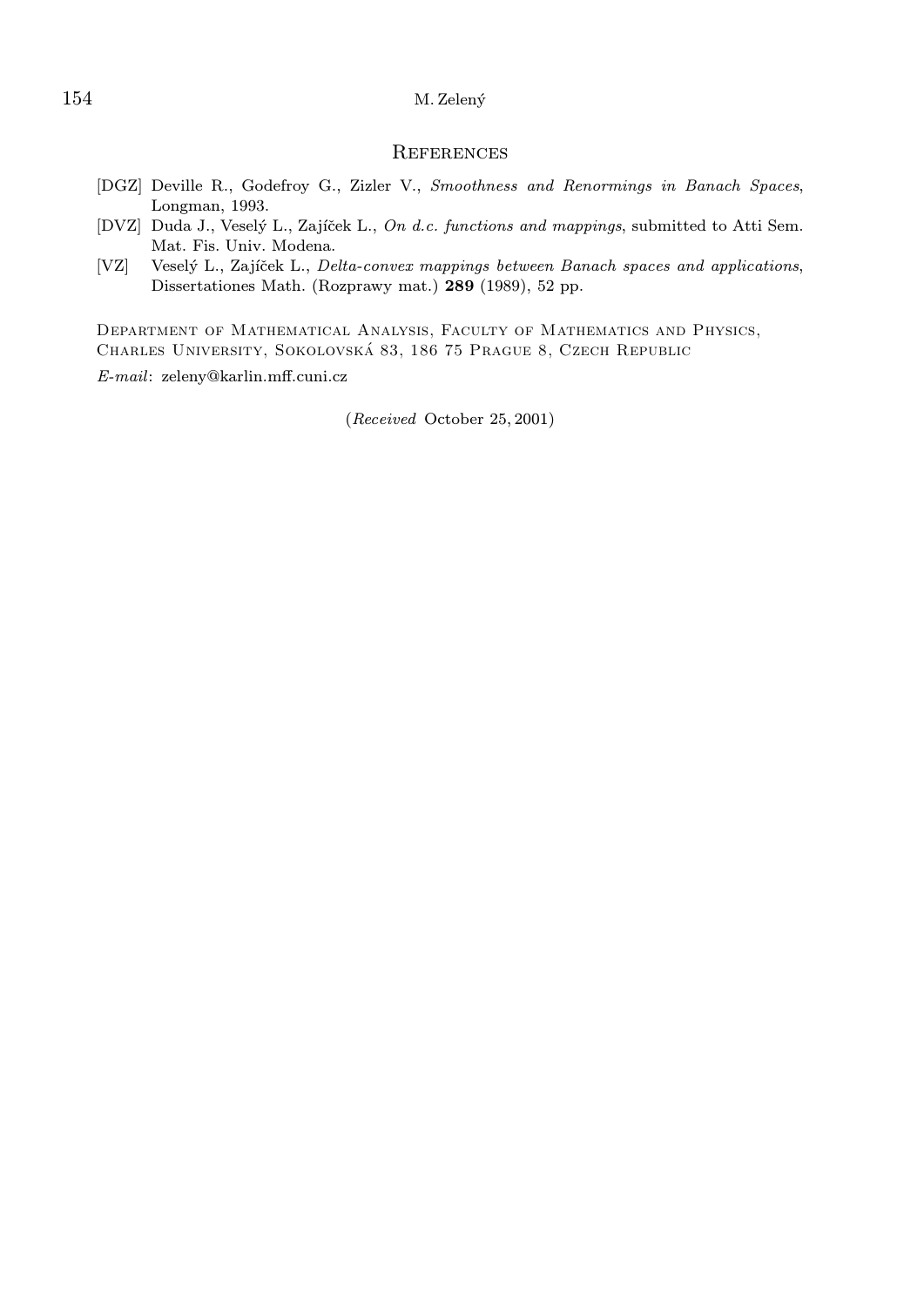## References

[DGZ] Deville R., Godefroy G., Zizler V., *Smoothness and Renormings in Banach Spaces*, Longman, 1993.

[DVZ] Duda J., Veselý L., Zajíček L., *On d.c. functions and mappings*, submitted to Atti Sem. Mat. Fis. Univ. Modena.

[VZ] Veselý L., Zajíček L., *Delta-convex mappings between Banach spaces and applications*, Dissertationes Math. (Rozprawy mat.) **289** (1989), 52 pp.

Department of Mathematical Analysis, Faculty of Mathematics and Physics, Charles University, Sokolovská 83, 186 75 Prague 8, Czech Republic

*E-mail*: zeleny@karlin.mff.cuni.cz

(*Received* October 25, 2001)